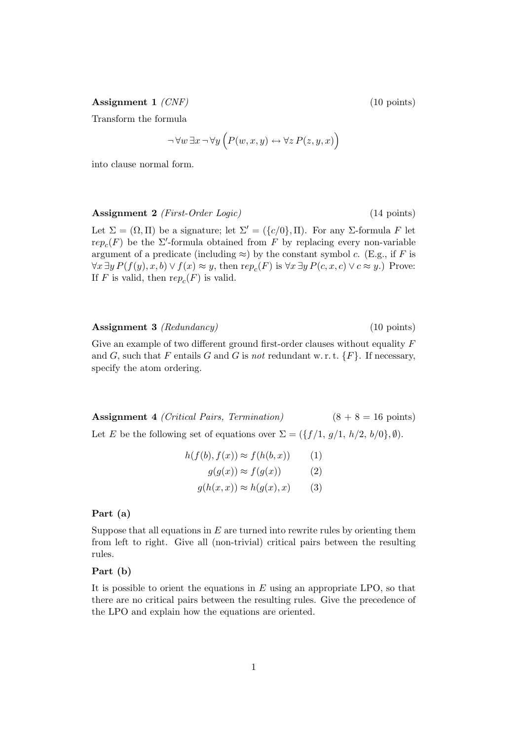**Assignment 1** *(CNF)* (10 points)

Transform the formula

$$\neg \forall w \, \exists x \, \neg \forall y \, \Big( P(w, x, y) \leftrightarrow \forall z \, P(z, y, x) \Big)$$

into clause normal form.

**Assignment 2** *(First-Order Logic)* (14 points)

Let $\Sigma = (\Omega, \Pi)$ be a signature; let $\Sigma' = (\{c/0\}, \Pi)$. For any $\Sigma$-formula $F$ let $\mathit{rep}_c(F)$ be the $\Sigma'$-formula obtained from $F$ by replacing every non-variable argument of a predicate (including $\approx$) by the constant symbol $c$. (E.g., if $F$ is $\forall x \, \exists y \, P(f(y), x, b) \lor f(x) \approx y$, then $\mathit{rep}_c(F)$ is $\forall x \, \exists y \, P(c, x, c) \lor c \approx y$.) Prove: If $F$ is valid, then $\mathit{rep}_c(F)$ is valid.

**Assignment 3** *(Redundancy)* (10 points)

Give an example of two different ground first-order clauses without equality $F$ and $G$, such that $F$ entails $G$ and $G$ is *not* redundant w. r. t. $\{F\}$. If necessary, specify the atom ordering.

**Assignment 4** *(Critical Pairs, Termination)* (8 + 8 = 16 points)

Let $E$ be the following set of equations over $\Sigma = (\{f/1,\ g/1,\ h/2,\ b/0\}, \emptyset)$.

$$h(f(b), f(x)) \approx f(h(b, x)) \qquad (1)$$

$$g(g(x)) \approx f(g(x)) \qquad (2)$$

$$g(h(x, x)) \approx h(g(x), x) \qquad (3)$$

**Part (a)**

Suppose that all equations in $E$ are turned into rewrite rules by orienting them from left to right. Give all (non-trivial) critical pairs between the resulting rules.

**Part (b)**

It is possible to orient the equations in $E$ using an appropriate LPO, so that there are no critical pairs between the resulting rules. Give the precedence of the LPO and explain how the equations are oriented.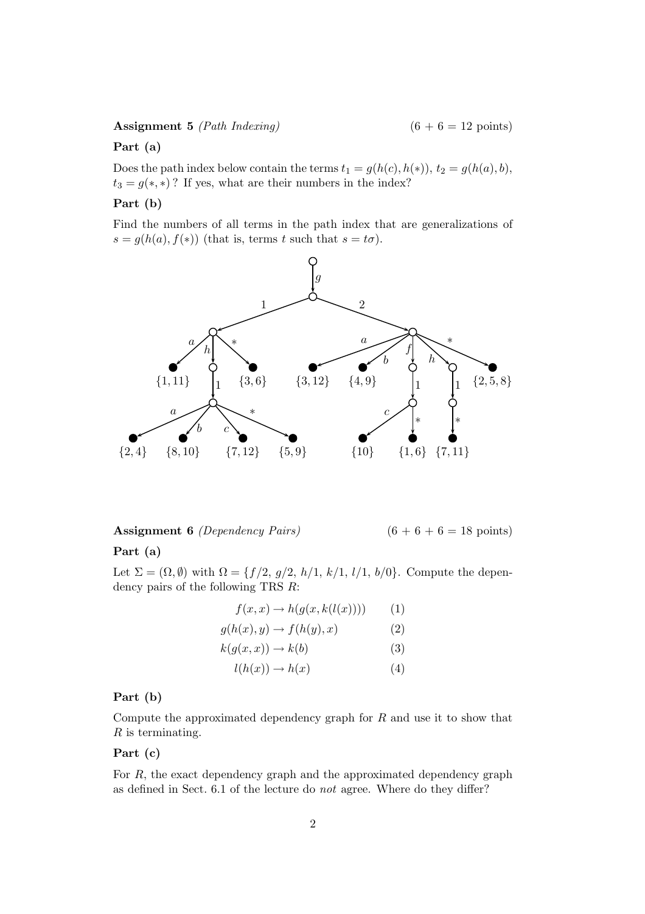**Assignment 5** *(Path Indexing)* (6 + 6 = 12 points)

**Part (a)**

Does the path index below contain the terms $t_1 = g(h(c), h(*))$, $t_2 = g(h(a), b)$, $t_3 = g(*, *)$ ? If yes, what are their numbers in the index?

**Part (b)**

Find the numbers of all terms in the path index that are generalizations of $s = g(h(a), f(*))$ (that is, terms $t$ such that $s = t\sigma$).

g

1

2

a

h

*

a

b

f

h

*

{1, 11}

1

{3, 6}

{3, 12}

{4, 9}

1

1

{2, 5, 8}

a

*

c

*

*

b

c

{2, 4}

{8, 10}

{7, 12}

{5, 9}

{10}

{1, 6}

{7, 11}

**Assignment 6** *(Dependency Pairs)* (6 + 6 + 6 = 18 points)

**Part (a)**

Let $\Sigma = (\Omega, \emptyset)$ with $\Omega = \{f/2,\ g/2,\ h/1,\ k/1,\ l/1,\ b/0\}$. Compute the dependency pairs of the following TRS $R$:

$$f(x, x) \to h(g(x, k(l(x)))) \qquad (1)$$

$$g(h(x), y) \to f(h(y), x) \qquad (2)$$

$$k(g(x, x)) \to k(b) \qquad (3)$$

$$l(h(x)) \to h(x) \qquad (4)$$

**Part (b)**

Compute the approximated dependency graph for $R$ and use it to show that $R$ is terminating.

**Part (c)**

For $R$, the exact dependency graph and the approximated dependency graph as defined in Sect. 6.1 of the lecture do *not* agree. Where do they differ?